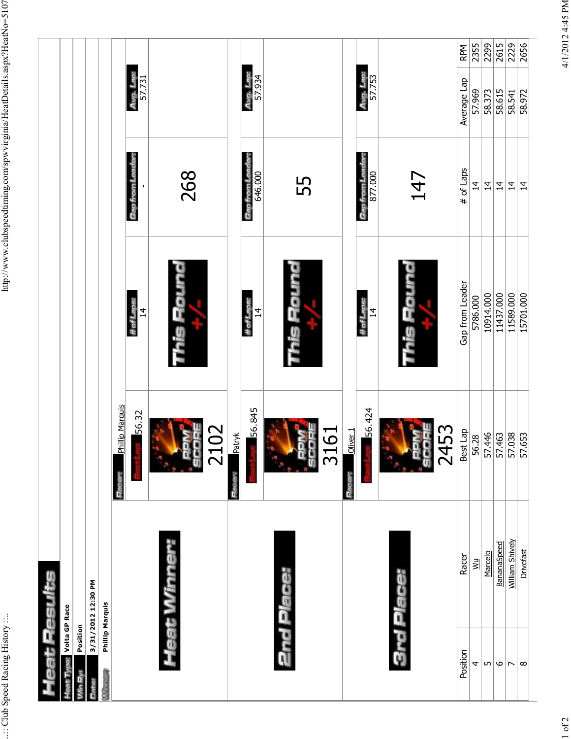# Heat Results

**Heat Type:** Volta GP Race

**Win By:** Position

**Date:** 3/31/2012 12:30 PM

**Winner:** Phillip Marquis

## Heat Winner:

| Racer: | Phillip Marquis |
|---|---|
| Best Lap: | 56.32 |
| RPM SCORE | 2102 |
| # of Laps: | 14 |
| This Round +/- | 268 |
| Gap from Leader: | - |
| Avg. Lap: | 57.731 |

## 2nd Place:

| Racer: | Patryk |
|---|---|
| Best Lap: | 56.845 |
| RPM SCORE | 3161 |
| # of Laps: | 14 |
| This Round +/- | 55 |
| Gap from Leader: | 646.000 |
| Avg. Lap: | 57.934 |

## 3rd Place:

| Racer: | Oliver 1 |
|---|---|
| Best Lap: | 56.424 |
| RPM SCORE | 2453 |
| # of Laps: | 14 |
| This Round +/- | 147 |
| Gap from Leader: | 877.000 |
| Avg. Lap: | 57.753 |

| Position | Racer | Best Lap | Gap from Leader | # of Laps | Average Lap | RPM |
|---|---|---|---|---|---|---|
| 4 | Wu | 56.28 | 5786.000 | 14 | 57.969 | 2355 |
| 5 | Marcelo | 57.446 | 10914.000 | 14 | 58.373 | 2299 |
| 6 | BananaSpeed | 57.463 | 11437.000 | 14 | 58.615 | 2615 |
| 7 | William Shively | 57.038 | 11589.000 | 14 | 58.541 | 2229 |
| 8 | Drivefast | 57.653 | 15701.000 | 14 | 58.972 | 2656 |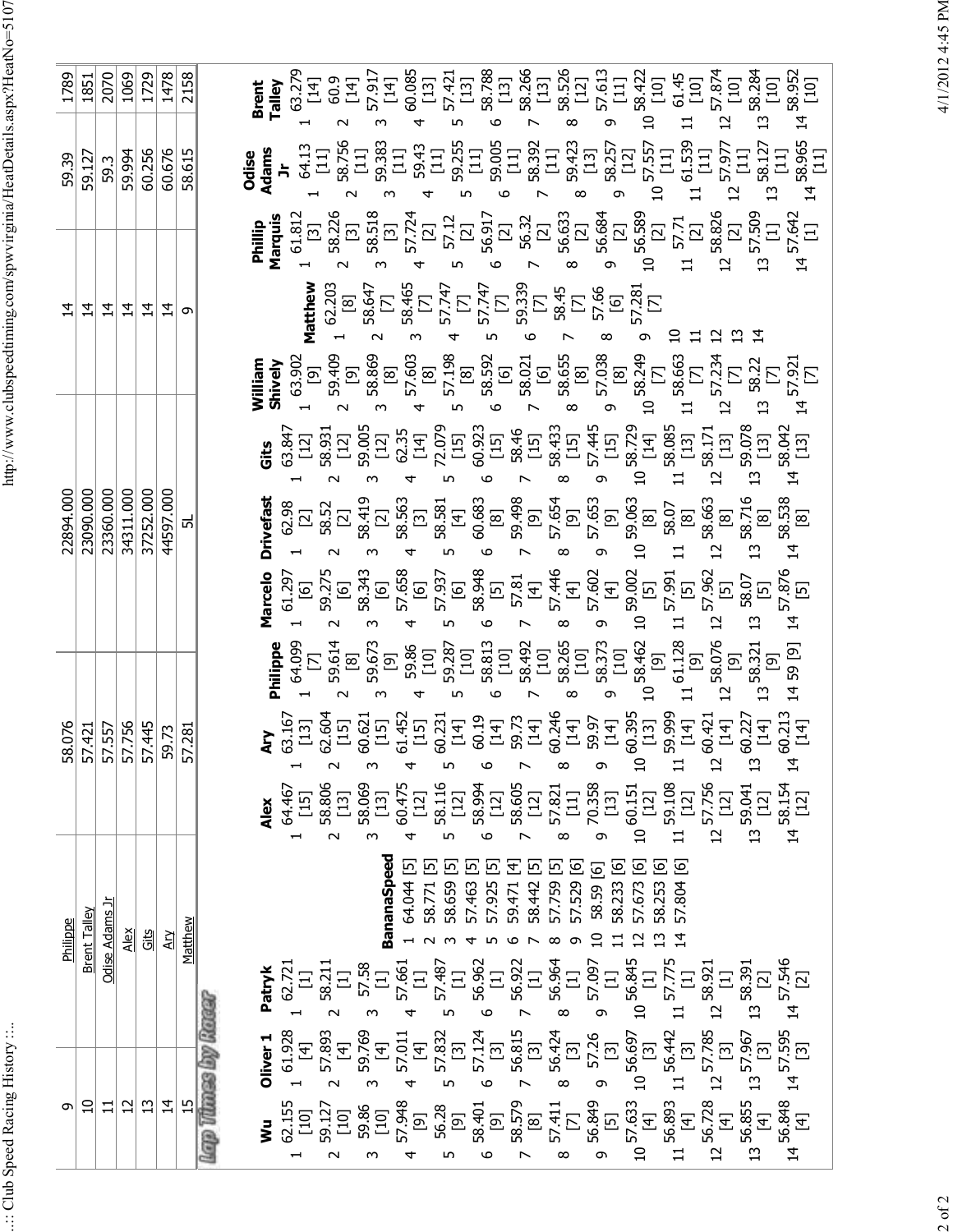| | | | | | | |
|---|---|---|---|---|---|---|
| 9 | Philippe | 58.076 | 22894.000 | 14 | 59.39 | 1789 |
| 10 | Brent Talley | 57.421 | 23090.000 | 14 | 59.127 | 1851 |
| 11 | Odise Adams Jr | 57.557 | 23360.000 | 14 | 59.3 | 2070 |
| 12 | Alex | 57.756 | 34311.000 | 14 | 59.994 | 1069 |
| 13 | Gits | 57.445 | 37252.000 | 14 | 60.256 | 1729 |
| 14 | Ary | 59.73 | 44597.000 | 14 | 60.676 | 1478 |
| 15 | Matthew | 57.281 | 5L | 9 | 58.615 | 2158 |

## Lap Times by Racer

| Lap | Wu | Oliver 1 | Patryk | BananaSpeed | Alex | Ary | Philippe | Marcelo | Drivefast | Gits | William Shively | Matthew | Phillip Marquis | Odise Adams Jr | Brent Talley |
|---|---|---|---|---|---|---|---|---|---|---|---|---|---|---|---|
| 1 | 62.155 [10] | 61.928 [4] | 62.721 [1] | 64.044 [5] | 64.467 [15] | 63.167 [13] | 64.099 [7] | 61.297 [6] | 62.98 [2] | 63.847 [12] | 63.902 [9] | 62.203 [8] | 61.812 [3] | 64.13 [11] | 63.279 [14] |
| 2 | 59.127 [10] | 57.893 [4] | 58.211 [1] | 58.771 [5] | 58.806 [13] | 62.604 [15] | 59.614 [8] | 59.275 [6] | 58.52 [2] | 58.931 [12] | 59.409 [9] | 58.647 [7] | 58.226 [3] | 58.756 [11] | 60.9 [14] |
| 3 | 59.86 [10] | 59.769 [4] | 57.58 [1] | 58.659 [5] | 58.069 [13] | 60.621 [15] | 59.673 [9] | 58.343 [6] | 58.419 [2] | 59.005 [12] | 58.869 [8] | 58.465 [7] | 58.518 [3] | 59.383 [11] | 57.917 [14] |
| 4 | 57.948 [9] | 57.011 [4] | 57.661 [1] | 57.463 [5] | 60.475 [12] | 61.452 [15] | 59.86 [10] | 57.658 [6] | 58.563 [3] | 62.35 [14] | 57.603 [8] | 57.747 [7] | 57.724 [2] | 59.43 [11] | 60.085 [13] |
| 5 | 56.28 [9] | 57.832 [3] | 57.487 [1] | 57.925 [5] | 58.116 [12] | 60.231 [14] | 59.287 [10] | 57.937 [6] | 58.581 [4] | 72.079 [15] | 57.198 [8] | 57.747 [7] | 57.12 [2] | 59.255 [11] | 57.421 [13] |
| 6 | 58.401 [9] | 57.124 [3] | 56.962 [1] | 59.471 [4] | 58.994 [12] | 60.19 [14] | 58.813 [10] | 58.948 [5] | 60.683 [8] | 60.923 [15] | 58.592 [6] | 59.339 [7] | 56.917 [2] | 59.005 [11] | 58.788 [13] |
| 7 | 58.579 [8] | 56.815 [3] | 56.922 [1] | 58.442 [5] | 58.605 [12] | 59.73 [14] | 58.492 [10] | 57.81 [4] | 59.498 [9] | 58.46 [15] | 58.021 [6] | 58.45 [7] | 56.32 [2] | 58.392 [11] | 58.266 [13] |
| 8 | 57.411 [7] | 56.424 [3] | 56.964 [1] | 57.759 [5] | 57.821 [11] | 60.246 [14] | 58.265 [10] | 57.446 [4] | 57.654 [9] | 58.433 [15] | 58.655 [8] | 57.66 [6] | 56.633 [2] | 59.423 [13] | 58.526 [12] |
| 9 | 56.849 [5] | 57.26 [3] | 57.097 [1] | 57.529 [6] | 70.358 [13] | 59.97 [14] | 58.373 [10] | 57.602 [4] | 57.653 [9] | 57.445 [15] | 57.038 [8] | 57.281 [7] | 56.684 [2] | 58.257 [12] | 57.613 [11] |
| 10 | 57.633 [4] | 56.697 [3] | 56.845 [1] | 58.59 [6] | 60.151 [12] | 60.395 [13] | 58.462 [9] | 59.002 [5] | 59.063 [8] | 58.729 [14] | 58.249 [7] | | 56.589 [2] | 57.557 [11] | 58.422 [10] |
| 11 | 56.893 [4] | 56.442 [3] | 57.775 [1] | 58.233 [6] | 59.108 [12] | 59.999 [14] | 61.128 [9] | 57.991 [5] | 58.07 [8] | 58.085 [13] | 58.663 [7] | | 57.71 [2] | 61.539 [11] | 61.45 [10] |
| 12 | 56.728 [4] | 57.785 [3] | 58.921 [1] | 57.673 [6] | 57.756 [12] | 60.421 [14] | 58.076 [9] | 57.962 [5] | 58.663 [8] | 58.171 [13] | 57.234 [7] | | 58.826 [2] | 57.977 [11] | 57.874 [10] |
| 13 | 56.855 [4] | 57.967 [3] | 58.391 [2] | 58.253 [6] | 59.041 [12] | 60.227 [14] | 58.321 [9] | 58.07 [5] | 58.716 [8] | 59.078 [13] | 58.22 [7] | | 57.509 [1] | 58.127 [11] | 58.284 [10] |
| 14 | 56.848 [4] | 57.595 [3] | 57.546 [2] | 57.804 [6] | 58.154 [12] | 60.213 [14] | 59 [9] | 57.876 [5] | 58.538 [8] | 58.042 [13] | 57.921 [7] | | 57.642 [1] | 58.965 [11] | 58.952 [10] |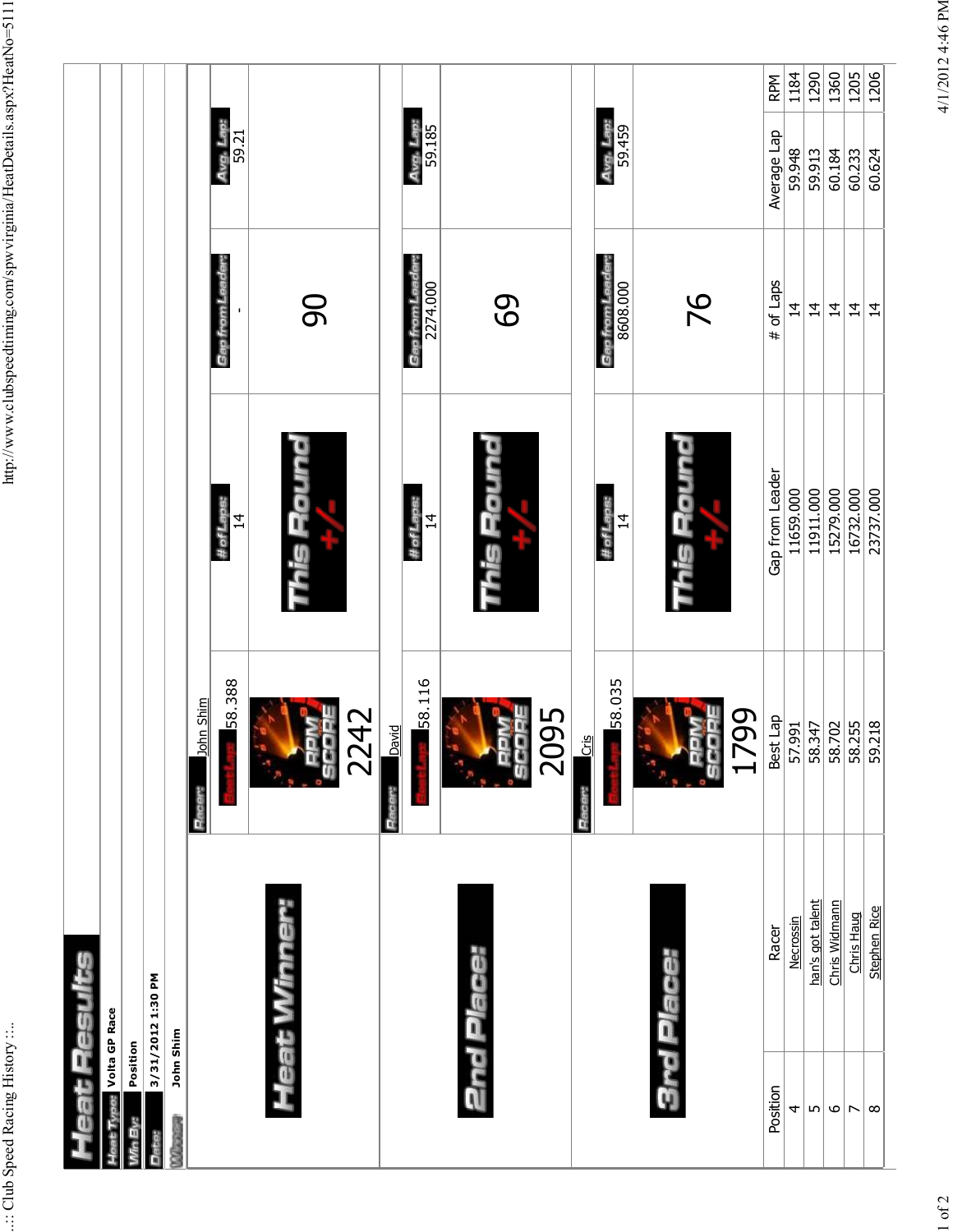# Heat Results

**Heat Type:** Volta GP Race

**Win By:** Position

**Date:** 3/31/2012 1:30 PM

**Winner:** John Shim

## Heat Winner:

**Racer:** John Shim

**Best Lap:** 58.388

RPM SCORE 2242

**# of Laps:** 14

This Round +/- 90

**Gap from Leader:** -

**Avg. Lap:** 59.21

## 2nd Place:

**Racer:** David

**Best Lap:** 58.116

RPM SCORE 2095

**# of Laps:** 14

This Round +/- 69

**Gap from Leader:** 2274.000

**Avg. Lap:** 59.185

## 3rd Place:

**Racer:** Cris

**Best Lap:** 58.035

RPM SCORE 1799

**# of Laps:** 14

This Round +/- 76

**Gap from Leader:** 8608.000

**Avg. Lap:** 59.459

| Position | Racer | Best Lap | Gap from Leader | # of Laps | Average Lap | RPM |
|---|---|---|---|---|---|---|
| 4 | Necrossin | 57.991 | 11659.000 | 14 | 59.948 | 1184 |
| 5 | han's got talent | 58.347 | 11911.000 | 14 | 59.913 | 1290 |
| 6 | Chris Widmann | 58.702 | 15279.000 | 14 | 60.184 | 1360 |
| 7 | Chris Haug | 58.255 | 16732.000 | 14 | 60.233 | 1205 |
| 8 | Stephen Rice | 59.218 | 23737.000 | 14 | 60.624 | 1206 |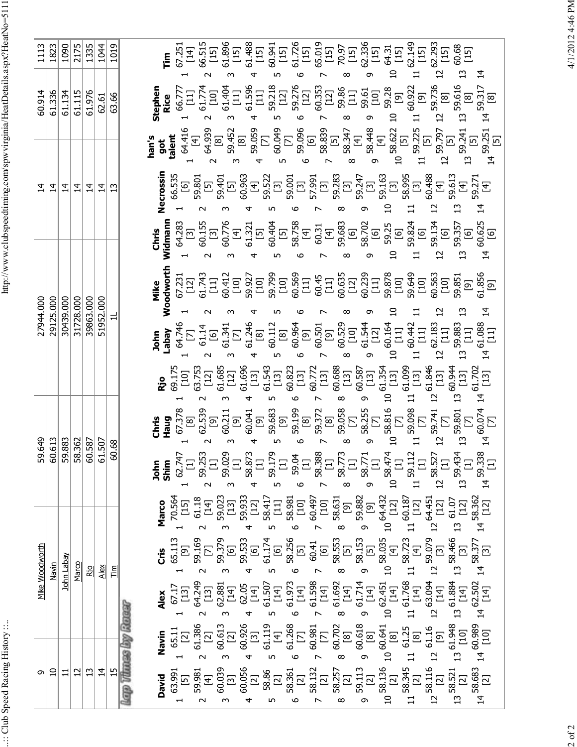| | | | | | | |
|---|---|---|---|---|---|---|
| 9 | Mike Woodworth | 59.649 | 27944.000 | 14 | 60.914 | 1113 |
| 10 | Navin | 60.613 | 29125.000 | 14 | 61.336 | 1823 |
| 11 | John Labay | 59.883 | 30439.000 | 14 | 61.134 | 1090 |
| 12 | Marco | 58.362 | 31728.000 | 14 | 61.115 | 2175 |
| 13 | Rjo | 60.587 | 39863.000 | 14 | 61.976 | 1335 |
| 14 | Alex | 61.507 | 51952.000 | 14 | 62.61 | 1044 |
| 15 | Tim | 60.68 | 1L | 13 | 63.66 | 1019 |

## Lap Times by Racer

| Lap | David | Navin | Alex | Cris | Marco | John Shim | Chris Haug | Rjo | John Labay | Mike Woodworth | Chris Widmann | Necrossin | han's got talent | Stephen Rice | Tim |
|---|---|---|---|---|---|---|---|---|---|---|---|---|---|---|---|
| 1 | 63.991 [5] | 65.11 [2] | 67.17 [13] | 65.113 [9] | 70.564 [15] | 62.747 [1] | 67.378 [8] | 69.175 [10] | 64.746 [7] | 67.231 [12] | 64.283 [3] | 66.535 [6] | 64.416 [4] | 66.777 [11] | 67.251 [14] |
| 2 | 59.981 [4] | 61.386 [2] | 64.249 [13] | 59.169 [7] | 61.18 [14] | 59.253 [1] | 62.539 [9] | 63.753 [12] | 61.14 [6] | 61.743 [11] | 60.155 [3] | 59.801 [5] | 64.939 [8] | 61.774 [10] | 66.515 [15] |
| 3 | 60.039 [3] | 60.613 [2] | 62.881 [14] | 59.379 [6] | 59.023 [13] | 59.029 [1] | 60.211 [9] | 61.685 [12] | 61.341 [7] | 60.412 [10] | 60.776 [4] | 59.401 [5] | 59.452 [8] | 61.404 [11] | 61.896 [15] |
| 4 | 60.056 [2] | 60.926 [3] | 62.05 [14] | 59.533 [6] | 59.933 [12] | 58.873 [1] | 60.041 [9] | 61.696 [13] | 61.246 [8] | 59.927 [10] | 61.321 [5] | 60.963 [4] | 59.059 [7] | 61.596 [11] | 61.488 [15] |
| 5 | 58.86 [2] | 61.119 [4] | 61.507 [14] | 61.174 [6] | 58.417 [11] | 59.179 [1] | 59.683 [9] | 61.543 [13] | 60.112 [8] | 59.799 [10] | 60.404 [5] | 59.522 [3] | 60.049 [7] | 59.218 [12] | 60.941 [15] |
| 6 | 58.361 [2] | 61.268 [7] | 61.973 [14] | 58.256 [5] | 58.981 [10] | 59.04 [1] | 59.199 [8] | 60.823 [13] | 60.964 [9] | 60.569 [11] | 58.758 [4] | 59.001 [3] | 59.096 [6] | 59.276 [12] | 61.726 [15] |
| 7 | 58.132 [2] | 60.981 [7] | 61.598 [14] | 60.41 [6] | 60.497 [10] | 58.388 [1] | 59.372 [8] | 60.772 [13] | 60.501 [9] | 60.45 [11] | 60.31 [4] | 57.991 [3] | 58.839 [5] | 60.353 [12] | 65.019 [15] |
| 8 | 58.257 [2] | 60.702 [8] | 61.692 [14] | 58.553 [5] | 58.631 [9] | 58.773 [1] | 59.058 [7] | 60.688 [13] | 60.529 [10] | 60.635 [12] | 59.683 [6] | 59.283 [3] | 58.347 [4] | 59.86 [11] | 70.97 [15] |
| 9 | 59.113 [2] | 60.618 [8] | 61.714 [14] | 58.153 [5] | 59.882 [9] | 58.771 [1] | 58.255 [7] | 60.587 [13] | 61.544 [12] | 60.239 [11] | 58.702 [6] | 59.247 [3] | 58.448 [4] | 59.61 [10] | 62.336 [15] |
| 10 | 58.136 [2] | 60.641 [8] | 62.451 [14] | 58.035 [4] | 64.432 [12] | 58.474 [1] | 58.816 [7] | 61.354 [13] | 60.164 [11] | 59.878 [10] | 59.25 [6] | 59.163 [3] | 58.622 [5] | 59.28 [9] | 64.31 [15] |
| 11 | 58.345 [2] | 61.25 [8] | 61.768 [14] | 58.723 [4] | 60.187 [12] | 59.112 [1] | 59.098 [7] | 61.099 [13] | 60.442 [11] | 59.649 [10] | 59.824 [6] | 58.995 [3] | 59.225 [5] | 60.922 [9] | 62.149 [15] |
| 12 | 58.116 [2] | 61.16 [9] | 63.094 [14] | 59.079 [3] | 64.451 [12] | 58.527 [1] | 59.741 [7] | 61.846 [13] | 62.183 [11] | 60.563 [10] | 59.134 [6] | 60.488 [4] | 59.797 [5] | 59.736 [8] | 62.293 [15] |
| 13 | 58.521 [2] | 61.948 [10] | 61.884 [14] | 58.466 [3] | 61.07 [12] | 59.434 [1] | 59.801 [7] | 60.944 [13] | 59.883 [11] | 59.851 [9] | 59.357 [6] | 59.613 [4] | 59.241 [5] | 59.616 [8] | 60.68 [15] |
| 14 | 58.683 [2] | 60.989 [10] | 62.502 [14] | 58.377 [3] | 58.362 [12] | 59.338 [1] | 60.074 [7] | 61.702 [13] | 61.088 [11] | 61.856 [9] | 60.625 [6] | 59.271 [4] | 59.251 [5] | 59.317 [8] | |